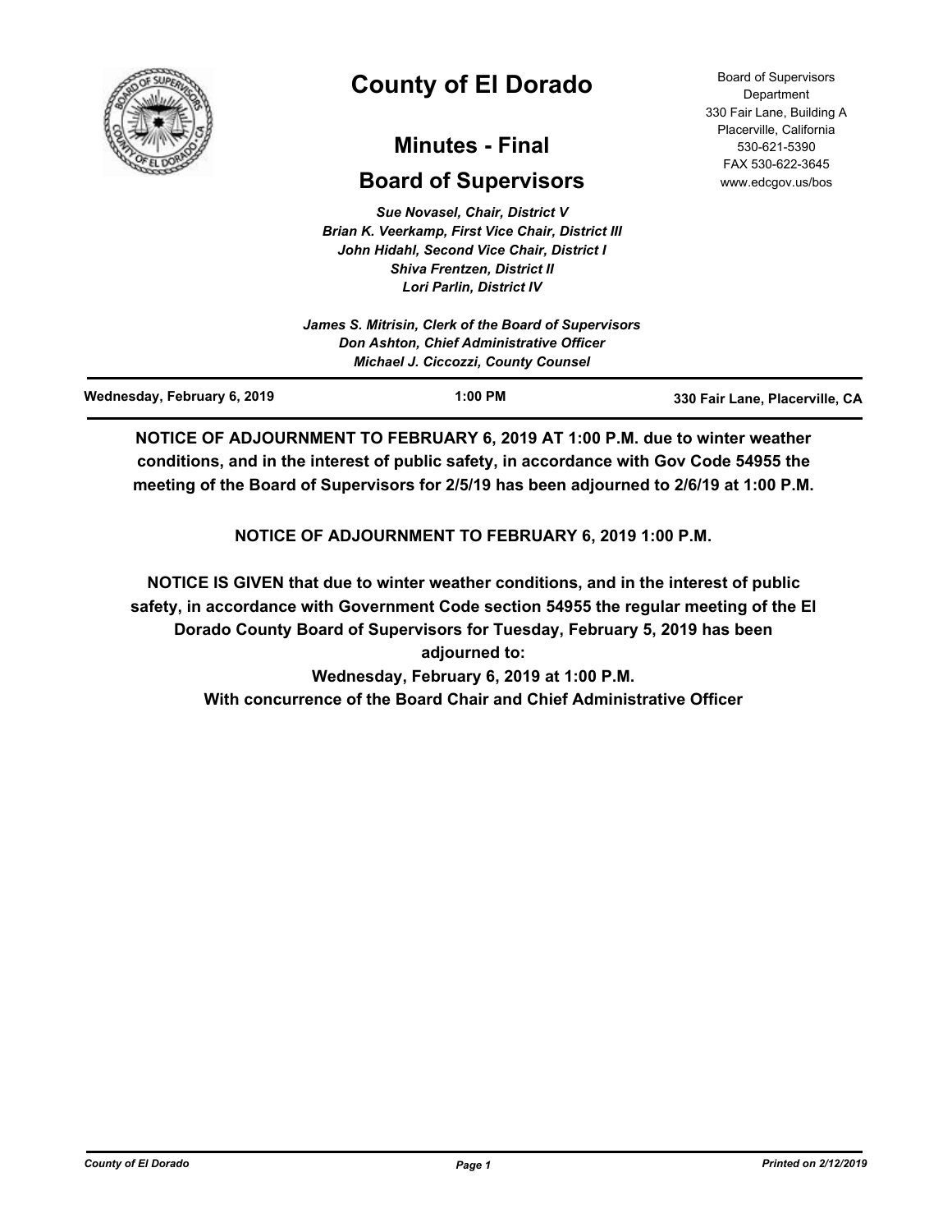# County of El Dorado

## Minutes - Final

## Board of Supervisors

Board of Supervisors Department
330 Fair Lane, Building A
Placerville, California
530-621-5390
FAX 530-622-3645
www.edcgov.us/bos

*Sue Novasel, Chair, District V*
*Brian K. Veerkamp, First Vice Chair, District III*
*John Hidahl, Second Vice Chair, District I*
*Shiva Frentzen, District II*
*Lori Parlin, District IV*

*James S. Mitrisin, Clerk of the Board of Supervisors*
*Don Ashton, Chief Administrative Officer*
*Michael J. Ciccozzi, County Counsel*

**Wednesday, February 6, 2019** | **1:00 PM** | **330 Fair Lane, Placerville, CA**

**NOTICE OF ADJOURNMENT TO FEBRUARY 6, 2019 AT 1:00 P.M. due to winter weather conditions, and in the interest of public safety, in accordance with Gov Code 54955 the meeting of the Board of Supervisors for 2/5/19 has been adjourned to 2/6/19 at 1:00 P.M.**

**NOTICE OF ADJOURNMENT TO FEBRUARY 6, 2019 1:00 P.M.**

**NOTICE IS GIVEN that due to winter weather conditions, and in the interest of public safety, in accordance with Government Code section 54955 the regular meeting of the El Dorado County Board of Supervisors for Tuesday, February 5, 2019 has been adjourned to:**
**Wednesday, February 6, 2019 at 1:00 P.M.**
**With concurrence of the Board Chair and Chief Administrative Officer**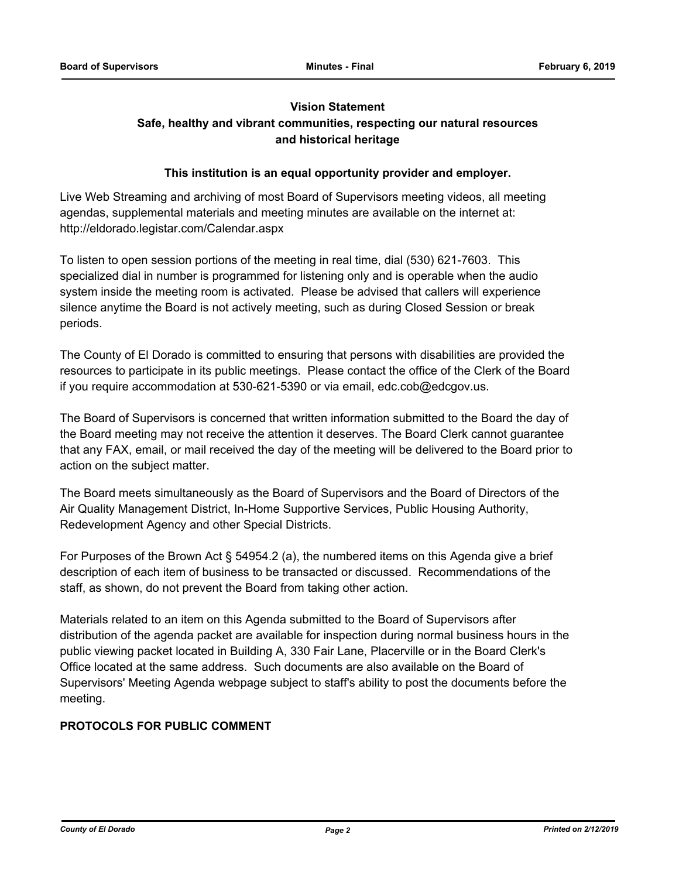**Vision Statement**

**Safe, healthy and vibrant communities, respecting our natural resources and historical heritage**

**This institution is an equal opportunity provider and employer.**

Live Web Streaming and archiving of most Board of Supervisors meeting videos, all meeting agendas, supplemental materials and meeting minutes are available on the internet at: http://eldorado.legistar.com/Calendar.aspx

To listen to open session portions of the meeting in real time, dial (530) 621-7603. This specialized dial in number is programmed for listening only and is operable when the audio system inside the meeting room is activated. Please be advised that callers will experience silence anytime the Board is not actively meeting, such as during Closed Session or break periods.

The County of El Dorado is committed to ensuring that persons with disabilities are provided the resources to participate in its public meetings. Please contact the office of the Clerk of the Board if you require accommodation at 530-621-5390 or via email, edc.cob@edcgov.us.

The Board of Supervisors is concerned that written information submitted to the Board the day of the Board meeting may not receive the attention it deserves. The Board Clerk cannot guarantee that any FAX, email, or mail received the day of the meeting will be delivered to the Board prior to action on the subject matter.

The Board meets simultaneously as the Board of Supervisors and the Board of Directors of the Air Quality Management District, In-Home Supportive Services, Public Housing Authority, Redevelopment Agency and other Special Districts.

For Purposes of the Brown Act § 54954.2 (a), the numbered items on this Agenda give a brief description of each item of business to be transacted or discussed. Recommendations of the staff, as shown, do not prevent the Board from taking other action.

Materials related to an item on this Agenda submitted to the Board of Supervisors after distribution of the agenda packet are available for inspection during normal business hours in the public viewing packet located in Building A, 330 Fair Lane, Placerville or in the Board Clerk's Office located at the same address. Such documents are also available on the Board of Supervisors' Meeting Agenda webpage subject to staff's ability to post the documents before the meeting.

**PROTOCOLS FOR PUBLIC COMMENT**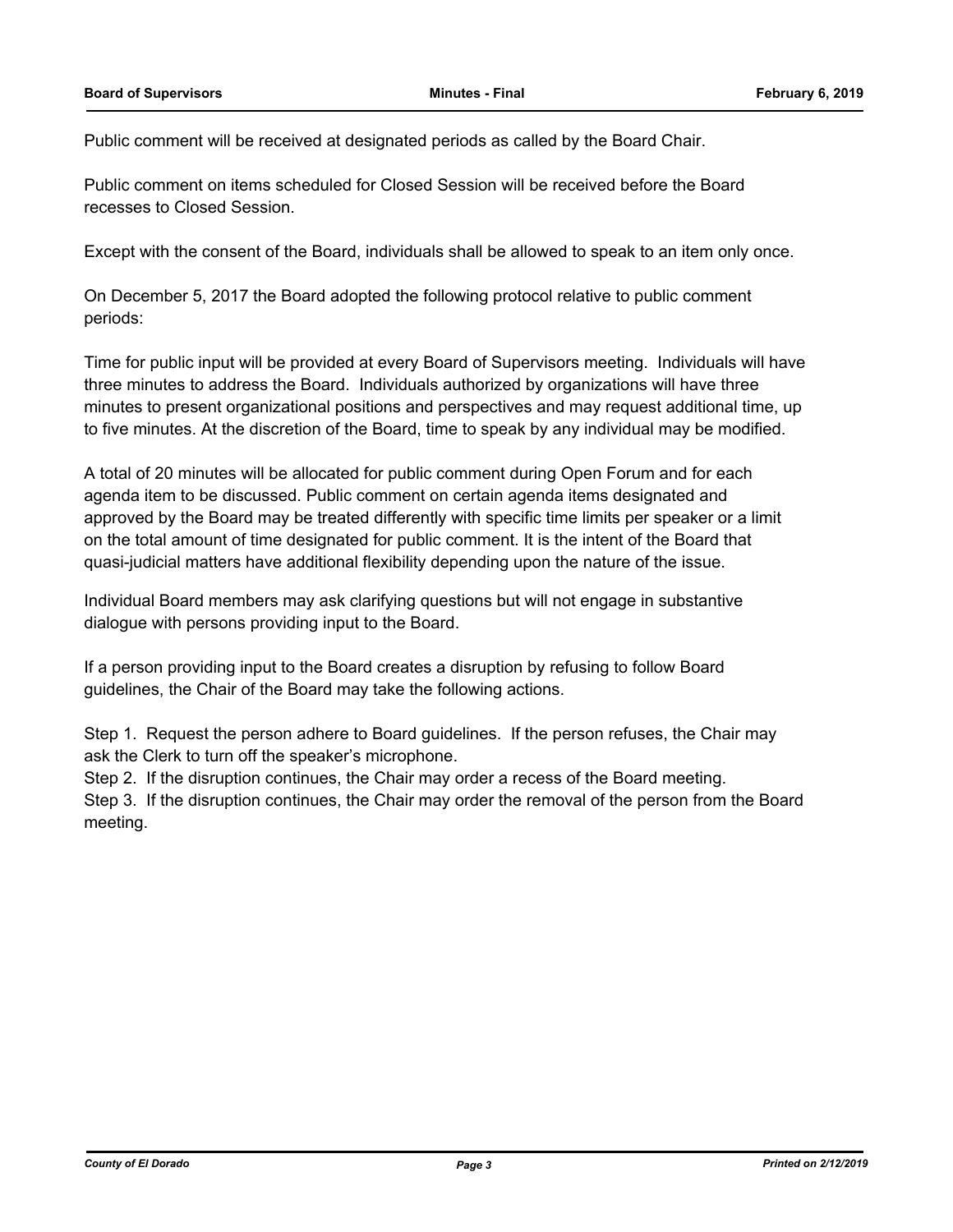Public comment will be received at designated periods as called by the Board Chair.

Public comment on items scheduled for Closed Session will be received before the Board recesses to Closed Session.

Except with the consent of the Board, individuals shall be allowed to speak to an item only once.

On December 5, 2017 the Board adopted the following protocol relative to public comment periods:

Time for public input will be provided at every Board of Supervisors meeting. Individuals will have three minutes to address the Board. Individuals authorized by organizations will have three minutes to present organizational positions and perspectives and may request additional time, up to five minutes. At the discretion of the Board, time to speak by any individual may be modified.

A total of 20 minutes will be allocated for public comment during Open Forum and for each agenda item to be discussed. Public comment on certain agenda items designated and approved by the Board may be treated differently with specific time limits per speaker or a limit on the total amount of time designated for public comment. It is the intent of the Board that quasi-judicial matters have additional flexibility depending upon the nature of the issue.

Individual Board members may ask clarifying questions but will not engage in substantive dialogue with persons providing input to the Board.

If a person providing input to the Board creates a disruption by refusing to follow Board guidelines, the Chair of the Board may take the following actions.

Step 1. Request the person adhere to Board guidelines. If the person refuses, the Chair may ask the Clerk to turn off the speaker's microphone.
Step 2. If the disruption continues, the Chair may order a recess of the Board meeting.
Step 3. If the disruption continues, the Chair may order the removal of the person from the Board meeting.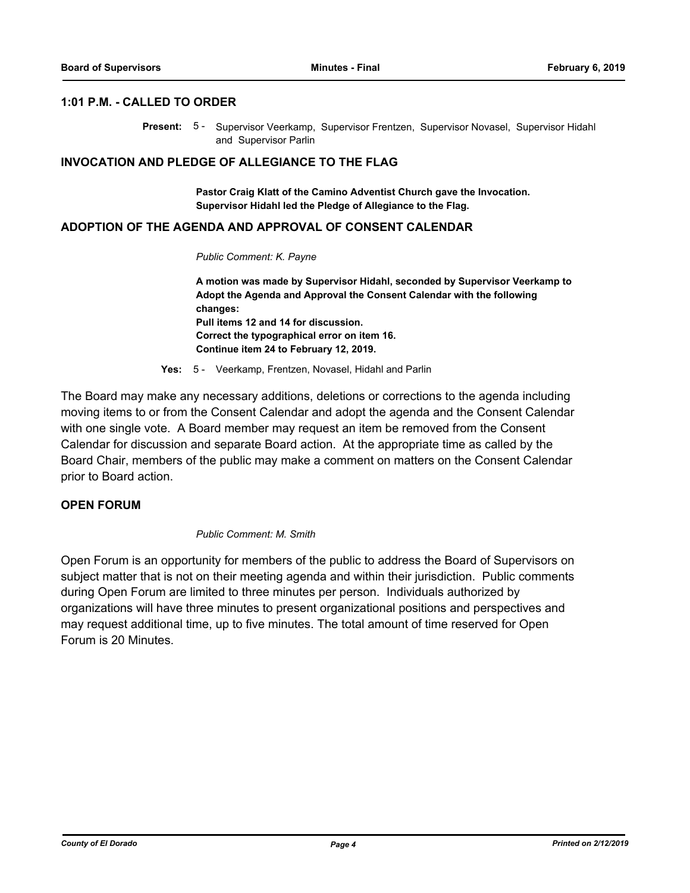## 1:01 P.M. - CALLED TO ORDER

**Present:** 5 - Supervisor Veerkamp, Supervisor Frentzen, Supervisor Novasel, Supervisor Hidahl and Supervisor Parlin

## INVOCATION AND PLEDGE OF ALLEGIANCE TO THE FLAG

**Pastor Craig Klatt of the Camino Adventist Church gave the Invocation. Supervisor Hidahl led the Pledge of Allegiance to the Flag.**

## ADOPTION OF THE AGENDA AND APPROVAL OF CONSENT CALENDAR

*Public Comment: K. Payne*

**A motion was made by Supervisor Hidahl, seconded by Supervisor Veerkamp to Adopt the Agenda and Approval the Consent Calendar with the following changes:**
**Pull items 12 and 14 for discussion.**
**Correct the typographical error on item 16.**
**Continue item 24 to February 12, 2019.**

**Yes:** 5 - Veerkamp, Frentzen, Novasel, Hidahl and Parlin

The Board may make any necessary additions, deletions or corrections to the agenda including moving items to or from the Consent Calendar and adopt the agenda and the Consent Calendar with one single vote. A Board member may request an item be removed from the Consent Calendar for discussion and separate Board action. At the appropriate time as called by the Board Chair, members of the public may make a comment on matters on the Consent Calendar prior to Board action.

## OPEN FORUM

*Public Comment: M. Smith*

Open Forum is an opportunity for members of the public to address the Board of Supervisors on subject matter that is not on their meeting agenda and within their jurisdiction. Public comments during Open Forum are limited to three minutes per person. Individuals authorized by organizations will have three minutes to present organizational positions and perspectives and may request additional time, up to five minutes. The total amount of time reserved for Open Forum is 20 Minutes.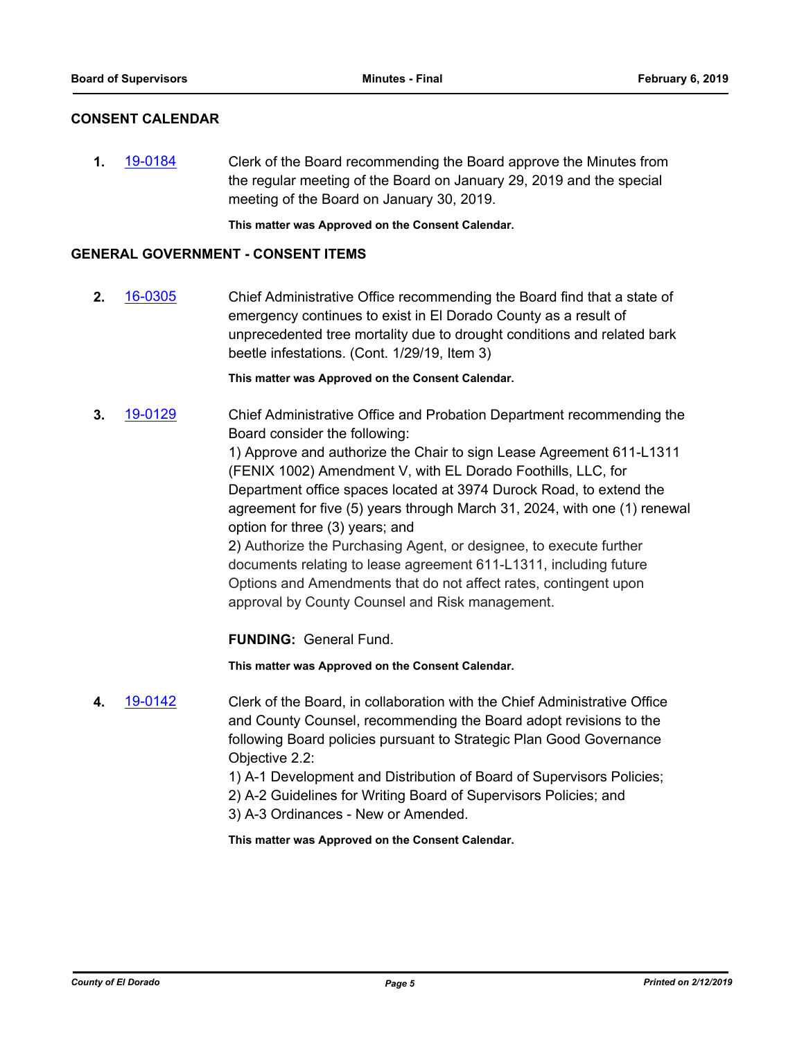## CONSENT CALENDAR

**1.** 19-0184 Clerk of the Board recommending the Board approve the Minutes from the regular meeting of the Board on January 29, 2019 and the special meeting of the Board on January 30, 2019.

**This matter was Approved on the Consent Calendar.**

## GENERAL GOVERNMENT - CONSENT ITEMS

**2.** 16-0305 Chief Administrative Office recommending the Board find that a state of emergency continues to exist in El Dorado County as a result of unprecedented tree mortality due to drought conditions and related bark beetle infestations. (Cont. 1/29/19, Item 3)

**This matter was Approved on the Consent Calendar.**

**3.** 19-0129 Chief Administrative Office and Probation Department recommending the Board consider the following:

1) Approve and authorize the Chair to sign Lease Agreement 611-L1311 (FENIX 1002) Amendment V, with EL Dorado Foothills, LLC, for Department office spaces located at 3974 Durock Road, to extend the agreement for five (5) years through March 31, 2024, with one (1) renewal option for three (3) years; and

2) Authorize the Purchasing Agent, or designee, to execute further documents relating to lease agreement 611-L1311, including future Options and Amendments that do not affect rates, contingent upon approval by County Counsel and Risk management.

**FUNDING:** General Fund.

**This matter was Approved on the Consent Calendar.**

**4.** 19-0142 Clerk of the Board, in collaboration with the Chief Administrative Office and County Counsel, recommending the Board adopt revisions to the following Board policies pursuant to Strategic Plan Good Governance Objective 2.2:

1) A-1 Development and Distribution of Board of Supervisors Policies;
2) A-2 Guidelines for Writing Board of Supervisors Policies; and
3) A-3 Ordinances - New or Amended.

**This matter was Approved on the Consent Calendar.**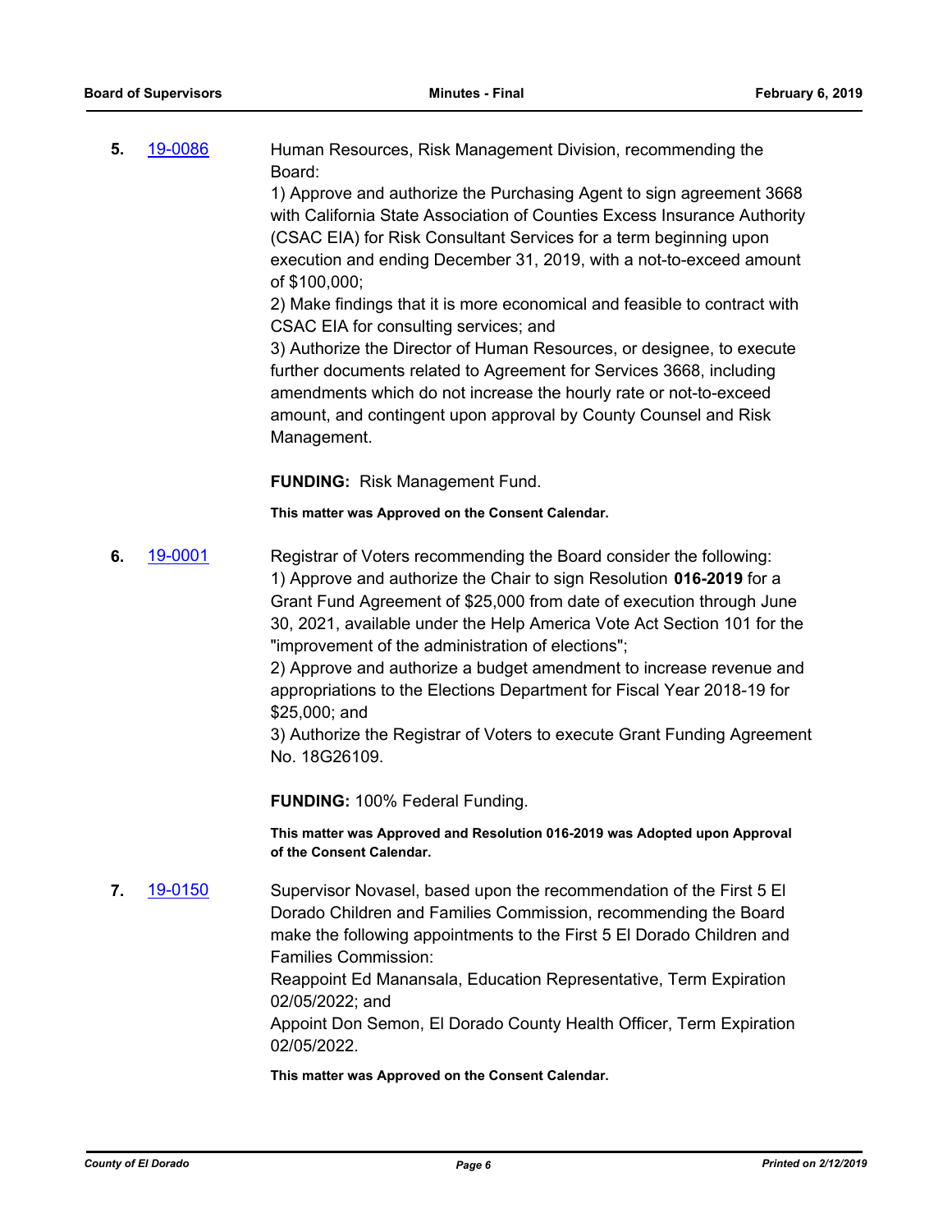**5.** 19-0086 Human Resources, Risk Management Division, recommending the Board:

1) Approve and authorize the Purchasing Agent to sign agreement 3668 with California State Association of Counties Excess Insurance Authority (CSAC EIA) for Risk Consultant Services for a term beginning upon execution and ending December 31, 2019, with a not-to-exceed amount of $100,000;

2) Make findings that it is more economical and feasible to contract with CSAC EIA for consulting services; and

3) Authorize the Director of Human Resources, or designee, to execute further documents related to Agreement for Services 3668, including amendments which do not increase the hourly rate or not-to-exceed amount, and contingent upon approval by County Counsel and Risk Management.

**FUNDING:** Risk Management Fund.

**This matter was Approved on the Consent Calendar.**

**6.** 19-0001 Registrar of Voters recommending the Board consider the following:

1) Approve and authorize the Chair to sign Resolution **016-2019** for a Grant Fund Agreement of $25,000 from date of execution through June 30, 2021, available under the Help America Vote Act Section 101 for the "improvement of the administration of elections";

2) Approve and authorize a budget amendment to increase revenue and appropriations to the Elections Department for Fiscal Year 2018-19 for $25,000; and

3) Authorize the Registrar of Voters to execute Grant Funding Agreement No. 18G26109.

**FUNDING:** 100% Federal Funding.

**This matter was Approved and Resolution 016-2019 was Adopted upon Approval of the Consent Calendar.**

**7.** 19-0150 Supervisor Novasel, based upon the recommendation of the First 5 El Dorado Children and Families Commission, recommending the Board make the following appointments to the First 5 El Dorado Children and Families Commission:

Reappoint Ed Manansala, Education Representative, Term Expiration 02/05/2022; and

Appoint Don Semon, El Dorado County Health Officer, Term Expiration 02/05/2022.

**This matter was Approved on the Consent Calendar.**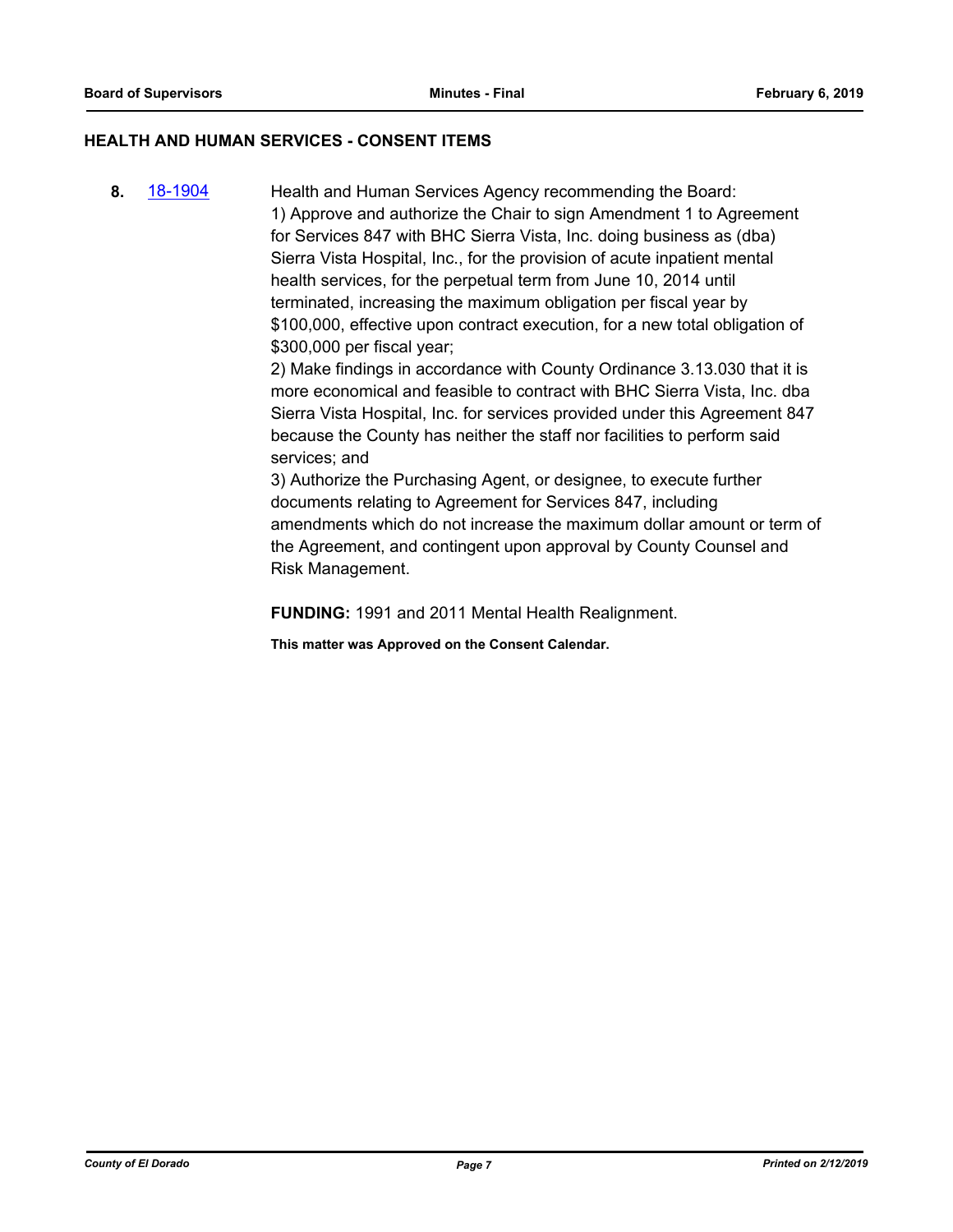## HEALTH AND HUMAN SERVICES - CONSENT ITEMS

**8.** 18-1904 Health and Human Services Agency recommending the Board:

1) Approve and authorize the Chair to sign Amendment 1 to Agreement for Services 847 with BHC Sierra Vista, Inc. doing business as (dba) Sierra Vista Hospital, Inc., for the provision of acute inpatient mental health services, for the perpetual term from June 10, 2014 until terminated, increasing the maximum obligation per fiscal year by $100,000, effective upon contract execution, for a new total obligation of $300,000 per fiscal year;

2) Make findings in accordance with County Ordinance 3.13.030 that it is more economical and feasible to contract with BHC Sierra Vista, Inc. dba Sierra Vista Hospital, Inc. for services provided under this Agreement 847 because the County has neither the staff nor facilities to perform said services; and

3) Authorize the Purchasing Agent, or designee, to execute further documents relating to Agreement for Services 847, including amendments which do not increase the maximum dollar amount or term of the Agreement, and contingent upon approval by County Counsel and Risk Management.

**FUNDING:** 1991 and 2011 Mental Health Realignment.

**This matter was Approved on the Consent Calendar.**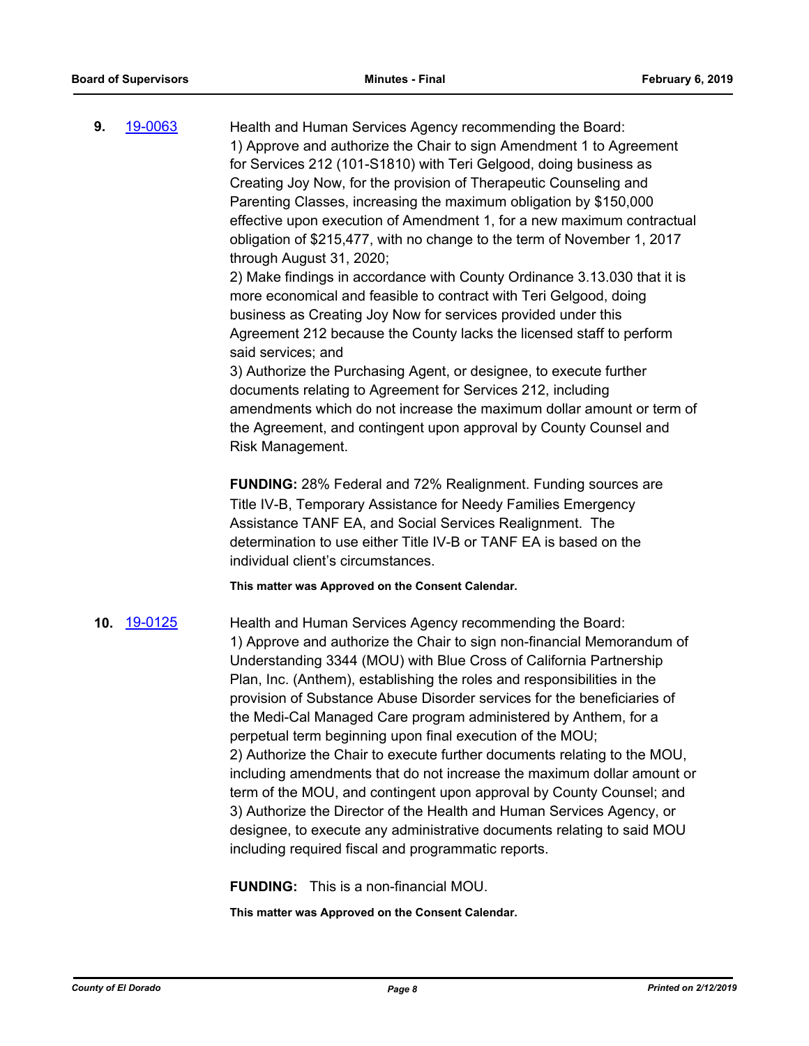**9.** [19-0063](19-0063)

Health and Human Services Agency recommending the Board:
1) Approve and authorize the Chair to sign Amendment 1 to Agreement for Services 212 (101-S1810) with Teri Gelgood, doing business as Creating Joy Now, for the provision of Therapeutic Counseling and Parenting Classes, increasing the maximum obligation by $150,000 effective upon execution of Amendment 1, for a new maximum contractual obligation of $215,477, with no change to the term of November 1, 2017 through August 31, 2020;
2) Make findings in accordance with County Ordinance 3.13.030 that it is more economical and feasible to contract with Teri Gelgood, doing business as Creating Joy Now for services provided under this Agreement 212 because the County lacks the licensed staff to perform said services; and
3) Authorize the Purchasing Agent, or designee, to execute further documents relating to Agreement for Services 212, including amendments which do not increase the maximum dollar amount or term of the Agreement, and contingent upon approval by County Counsel and Risk Management.

**FUNDING:** 28% Federal and 72% Realignment. Funding sources are Title IV-B, Temporary Assistance for Needy Families Emergency Assistance TANF EA, and Social Services Realignment. The determination to use either Title IV-B or TANF EA is based on the individual client's circumstances.

**This matter was Approved on the Consent Calendar.**

**10.** [19-0125](19-0125)

Health and Human Services Agency recommending the Board:
1) Approve and authorize the Chair to sign non-financial Memorandum of Understanding 3344 (MOU) with Blue Cross of California Partnership Plan, Inc. (Anthem), establishing the roles and responsibilities in the provision of Substance Abuse Disorder services for the beneficiaries of the Medi-Cal Managed Care program administered by Anthem, for a perpetual term beginning upon final execution of the MOU;
2) Authorize the Chair to execute further documents relating to the MOU, including amendments that do not increase the maximum dollar amount or term of the MOU, and contingent upon approval by County Counsel; and
3) Authorize the Director of the Health and Human Services Agency, or designee, to execute any administrative documents relating to said MOU including required fiscal and programmatic reports.

**FUNDING:** This is a non-financial MOU.

**This matter was Approved on the Consent Calendar.**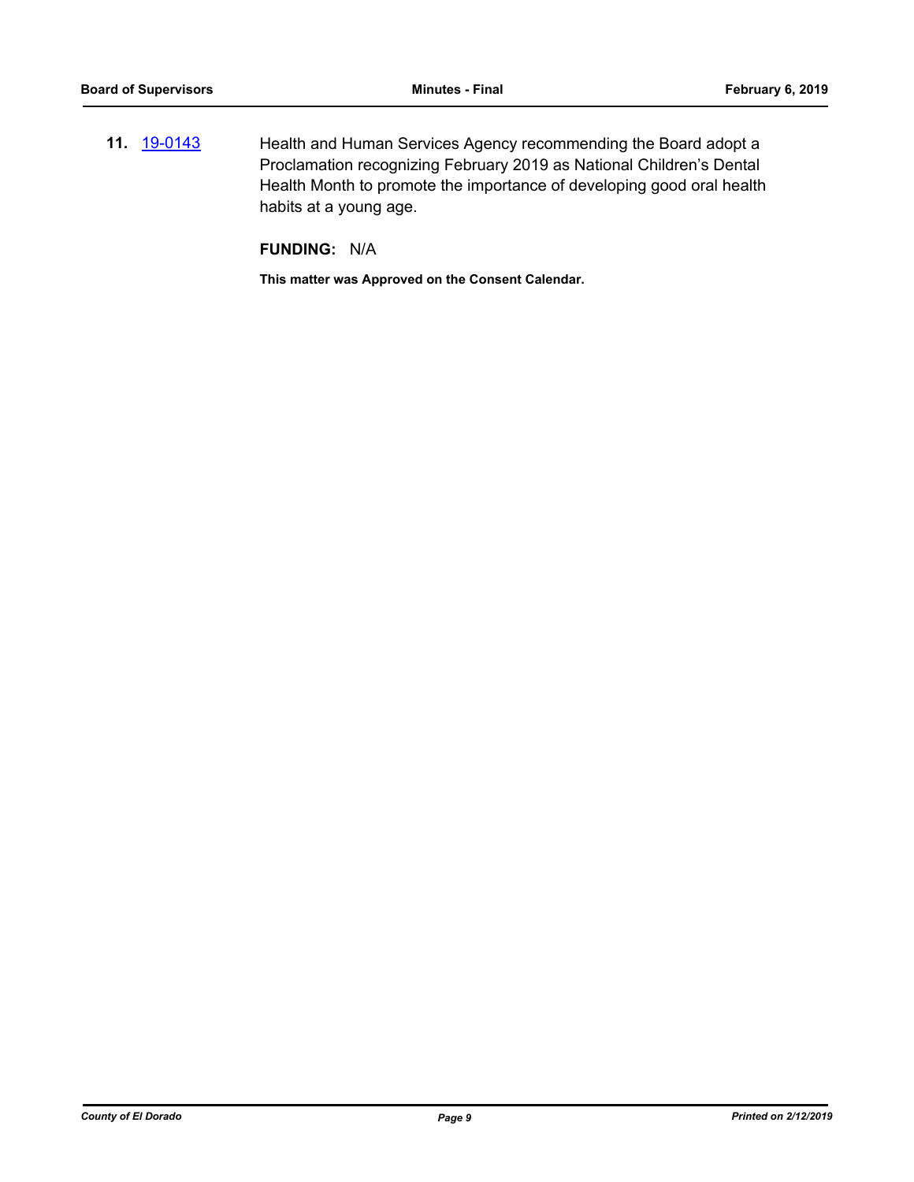**11.** [19-0143](19-0143) Health and Human Services Agency recommending the Board adopt a Proclamation recognizing February 2019 as National Children's Dental Health Month to promote the importance of developing good oral health habits at a young age.

**FUNDING:** N/A

**This matter was Approved on the Consent Calendar.**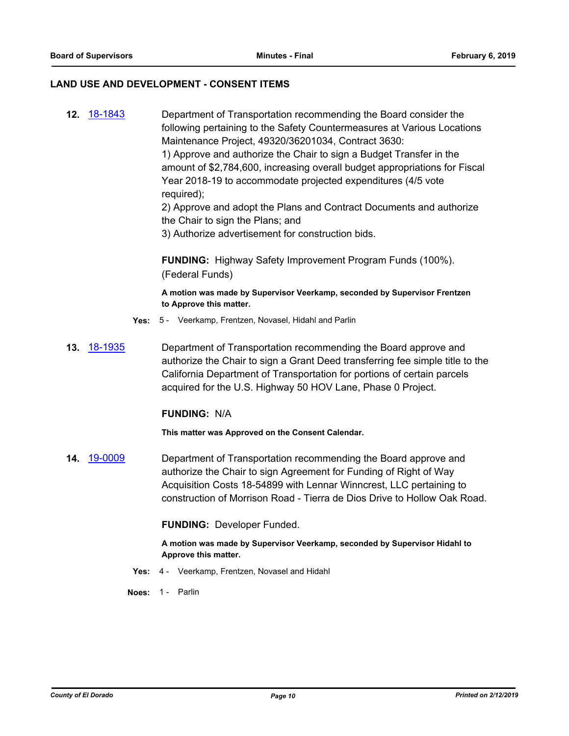## LAND USE AND DEVELOPMENT - CONSENT ITEMS

**12.** 18-1843

Department of Transportation recommending the Board consider the following pertaining to the Safety Countermeasures at Various Locations Maintenance Project, 49320/36201034, Contract 3630:
1) Approve and authorize the Chair to sign a Budget Transfer in the amount of $2,784,600, increasing overall budget appropriations for Fiscal Year 2018-19 to accommodate projected expenditures (4/5 vote required);
2) Approve and adopt the Plans and Contract Documents and authorize the Chair to sign the Plans; and
3) Authorize advertisement for construction bids.

**FUNDING:** Highway Safety Improvement Program Funds (100%). (Federal Funds)

**A motion was made by Supervisor Veerkamp, seconded by Supervisor Frentzen to Approve this matter.**

**Yes:** 5 - Veerkamp, Frentzen, Novasel, Hidahl and Parlin

**13.** 18-1935

Department of Transportation recommending the Board approve and authorize the Chair to sign a Grant Deed transferring fee simple title to the California Department of Transportation for portions of certain parcels acquired for the U.S. Highway 50 HOV Lane, Phase 0 Project.

**FUNDING:** N/A

**This matter was Approved on the Consent Calendar.**

**14.** 19-0009

Department of Transportation recommending the Board approve and authorize the Chair to sign Agreement for Funding of Right of Way Acquisition Costs 18-54899 with Lennar Winncrest, LLC pertaining to construction of Morrison Road - Tierra de Dios Drive to Hollow Oak Road.

**FUNDING:** Developer Funded.

**A motion was made by Supervisor Veerkamp, seconded by Supervisor Hidahl to Approve this matter.**

**Yes:** 4 - Veerkamp, Frentzen, Novasel and Hidahl

**Noes:** 1 - Parlin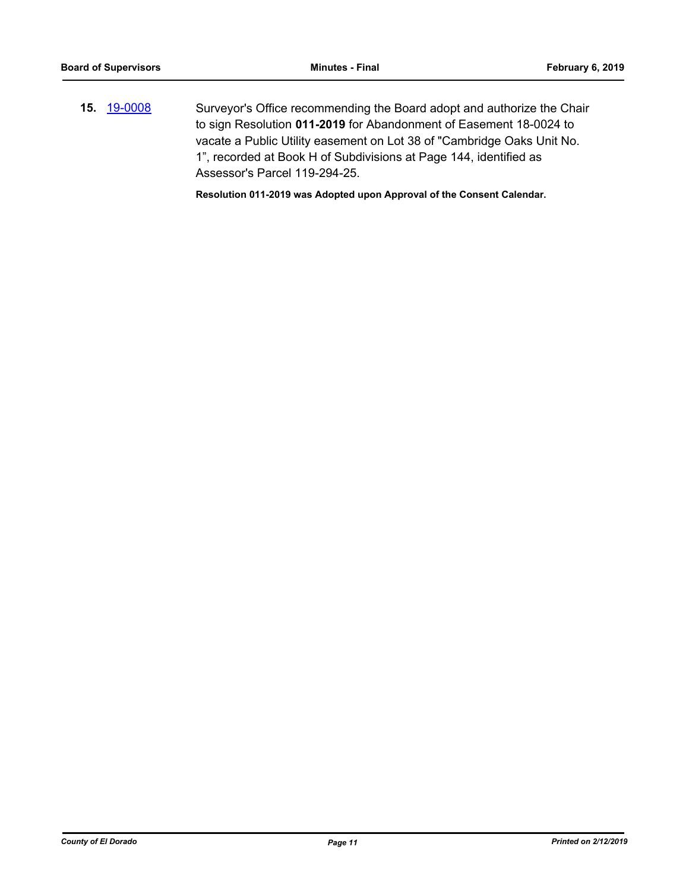**15.** 19-0008 Surveyor's Office recommending the Board adopt and authorize the Chair to sign Resolution **011-2019** for Abandonment of Easement 18-0024 to vacate a Public Utility easement on Lot 38 of "Cambridge Oaks Unit No. 1", recorded at Book H of Subdivisions at Page 144, identified as Assessor's Parcel 119-294-25.

**Resolution 011-2019 was Adopted upon Approval of the Consent Calendar.**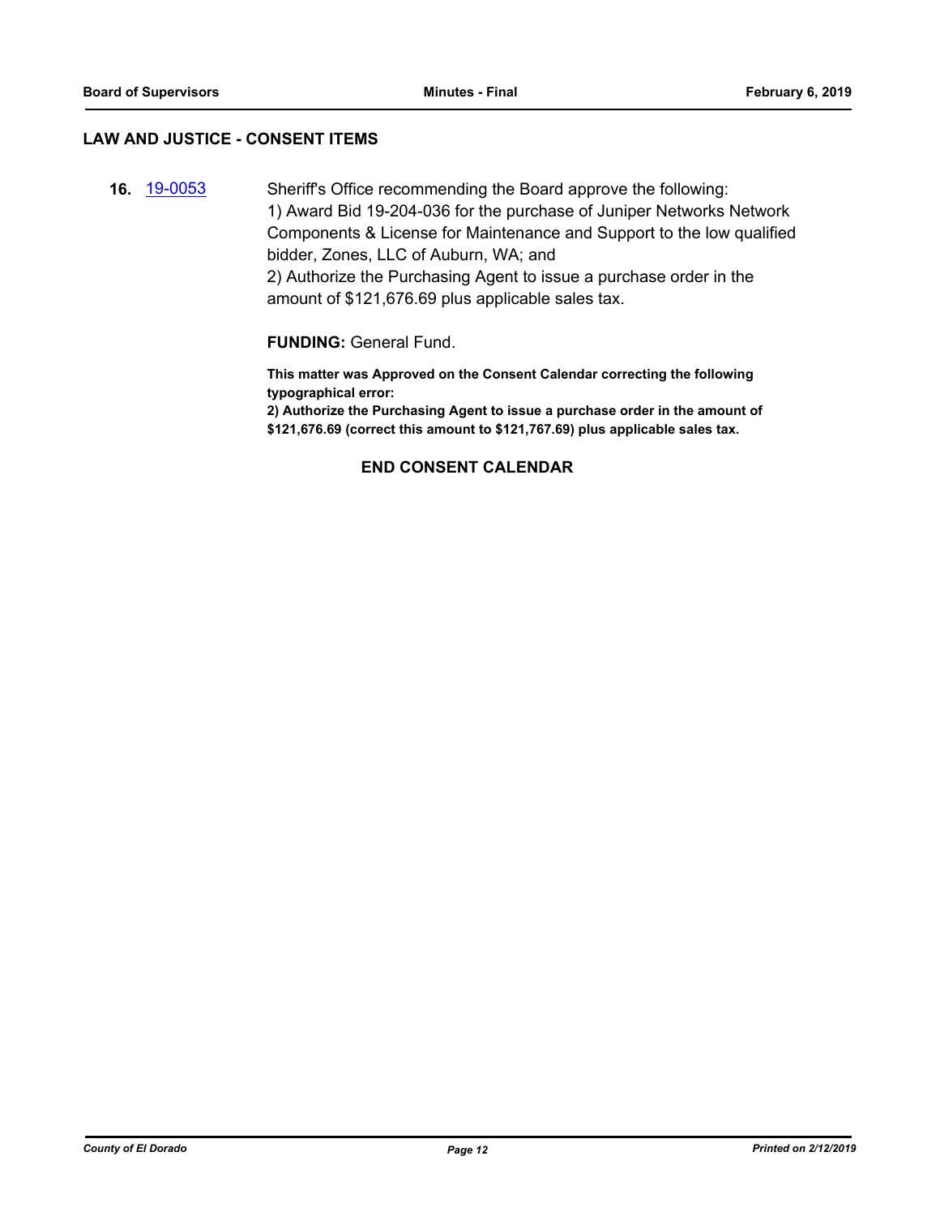## LAW AND JUSTICE - CONSENT ITEMS

**16.** 19-0053

Sheriff's Office recommending the Board approve the following:
1) Award Bid 19-204-036 for the purchase of Juniper Networks Network Components & License for Maintenance and Support to the low qualified bidder, Zones, LLC of Auburn, WA; and
2) Authorize the Purchasing Agent to issue a purchase order in the amount of $121,676.69 plus applicable sales tax.

**FUNDING:** General Fund.

**This matter was Approved on the Consent Calendar correcting the following typographical error:**
**2) Authorize the Purchasing Agent to issue a purchase order in the amount of $121,676.69 (correct this amount to $121,767.69) plus applicable sales tax.**

**END CONSENT CALENDAR**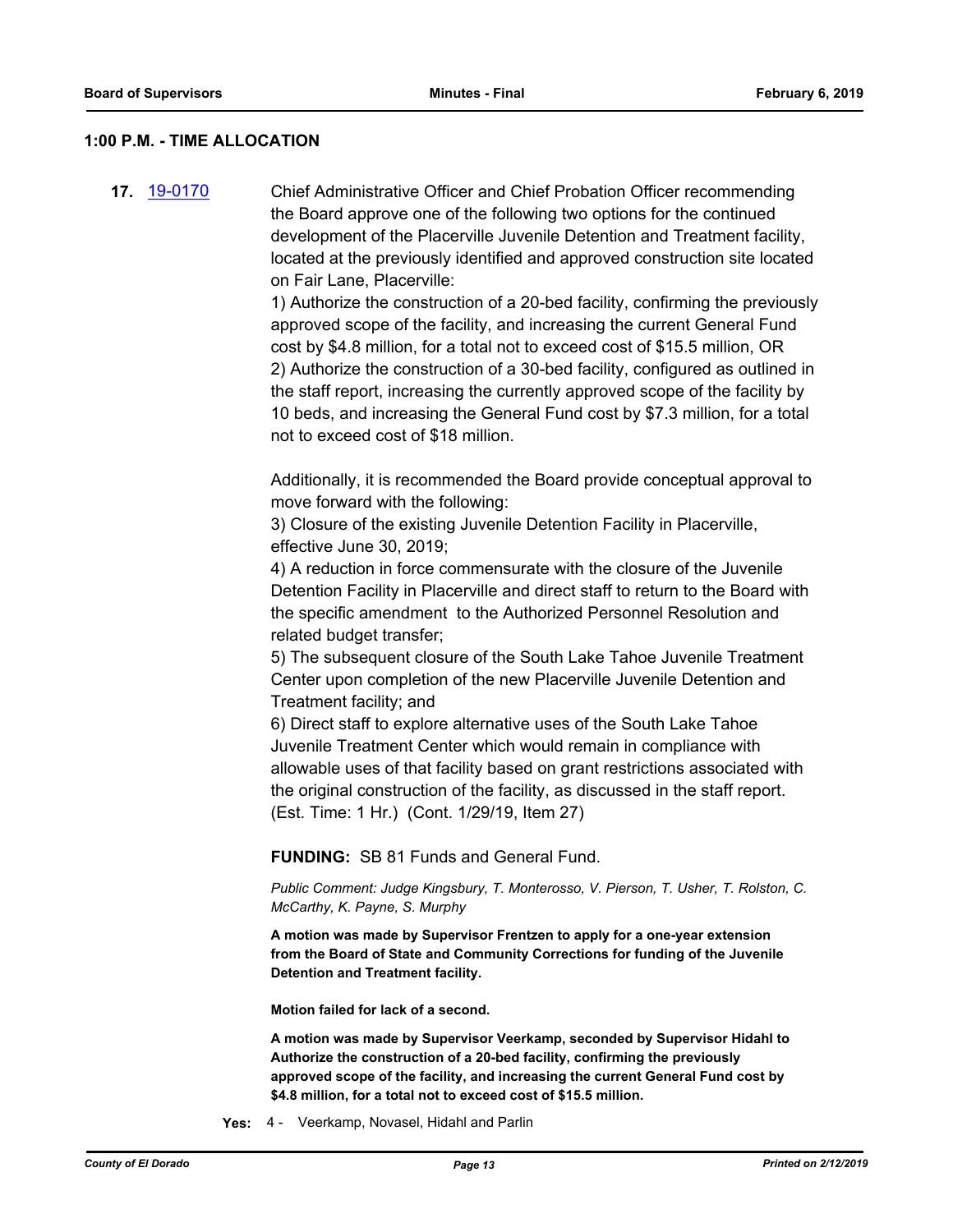**1:00 P.M. - TIME ALLOCATION**

**17.** 19-0170

Chief Administrative Officer and Chief Probation Officer recommending the Board approve one of the following two options for the continued development of the Placerville Juvenile Detention and Treatment facility, located at the previously identified and approved construction site located on Fair Lane, Placerville:

1) Authorize the construction of a 20-bed facility, confirming the previously approved scope of the facility, and increasing the current General Fund cost by $4.8 million, for a total not to exceed cost of $15.5 million, OR
2) Authorize the construction of a 30-bed facility, configured as outlined in the staff report, increasing the currently approved scope of the facility by 10 beds, and increasing the General Fund cost by $7.3 million, for a total not to exceed cost of $18 million.

Additionally, it is recommended the Board provide conceptual approval to move forward with the following:

3) Closure of the existing Juvenile Detention Facility in Placerville, effective June 30, 2019;
4) A reduction in force commensurate with the closure of the Juvenile Detention Facility in Placerville and direct staff to return to the Board with the specific amendment to the Authorized Personnel Resolution and related budget transfer;
5) The subsequent closure of the South Lake Tahoe Juvenile Treatment Center upon completion of the new Placerville Juvenile Detention and Treatment facility; and
6) Direct staff to explore alternative uses of the South Lake Tahoe Juvenile Treatment Center which would remain in compliance with allowable uses of that facility based on grant restrictions associated with the original construction of the facility, as discussed in the staff report. (Est. Time: 1 Hr.) (Cont. 1/29/19, Item 27)

**FUNDING:** SB 81 Funds and General Fund.

*Public Comment: Judge Kingsbury, T. Monterosso, V. Pierson, T. Usher, T. Rolston, C. McCarthy, K. Payne, S. Murphy*

**A motion was made by Supervisor Frentzen to apply for a one-year extension from the Board of State and Community Corrections for funding of the Juvenile Detention and Treatment facility.**

**Motion failed for lack of a second.**

**A motion was made by Supervisor Veerkamp, seconded by Supervisor Hidahl to Authorize the construction of a 20-bed facility, confirming the previously approved scope of the facility, and increasing the current General Fund cost by $4.8 million, for a total not to exceed cost of $15.5 million.**

**Yes:** 4 - Veerkamp, Novasel, Hidahl and Parlin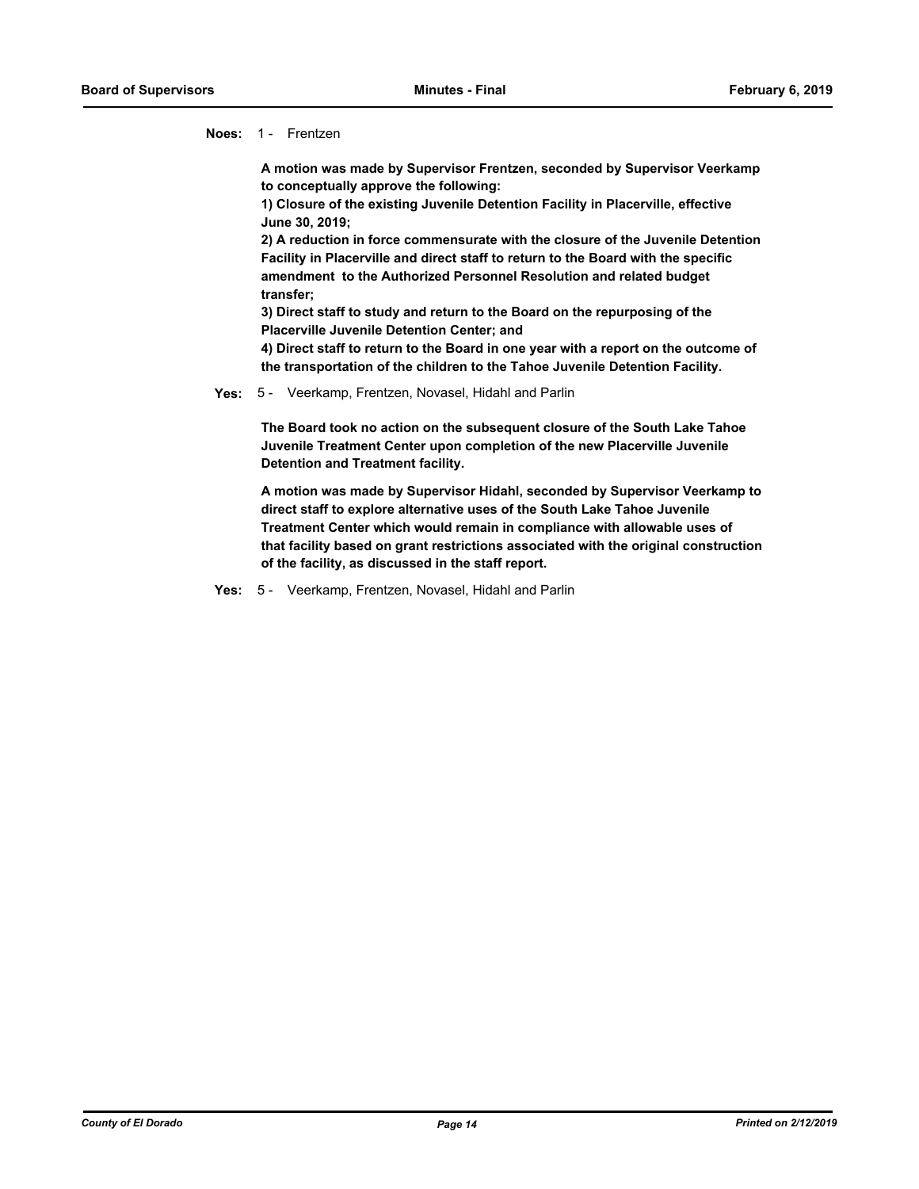**Noes:** 1 - Frentzen

**A motion was made by Supervisor Frentzen, seconded by Supervisor Veerkamp to conceptually approve the following:**

**1) Closure of the existing Juvenile Detention Facility in Placerville, effective June 30, 2019;**

**2) A reduction in force commensurate with the closure of the Juvenile Detention Facility in Placerville and direct staff to return to the Board with the specific amendment to the Authorized Personnel Resolution and related budget transfer;**

**3) Direct staff to study and return to the Board on the repurposing of the Placerville Juvenile Detention Center; and**

**4) Direct staff to return to the Board in one year with a report on the outcome of the transportation of the children to the Tahoe Juvenile Detention Facility.**

**Yes:** 5 - Veerkamp, Frentzen, Novasel, Hidahl and Parlin

**The Board took no action on the subsequent closure of the South Lake Tahoe Juvenile Treatment Center upon completion of the new Placerville Juvenile Detention and Treatment facility.**

**A motion was made by Supervisor Hidahl, seconded by Supervisor Veerkamp to direct staff to explore alternative uses of the South Lake Tahoe Juvenile Treatment Center which would remain in compliance with allowable uses of that facility based on grant restrictions associated with the original construction of the facility, as discussed in the staff report.**

**Yes:** 5 - Veerkamp, Frentzen, Novasel, Hidahl and Parlin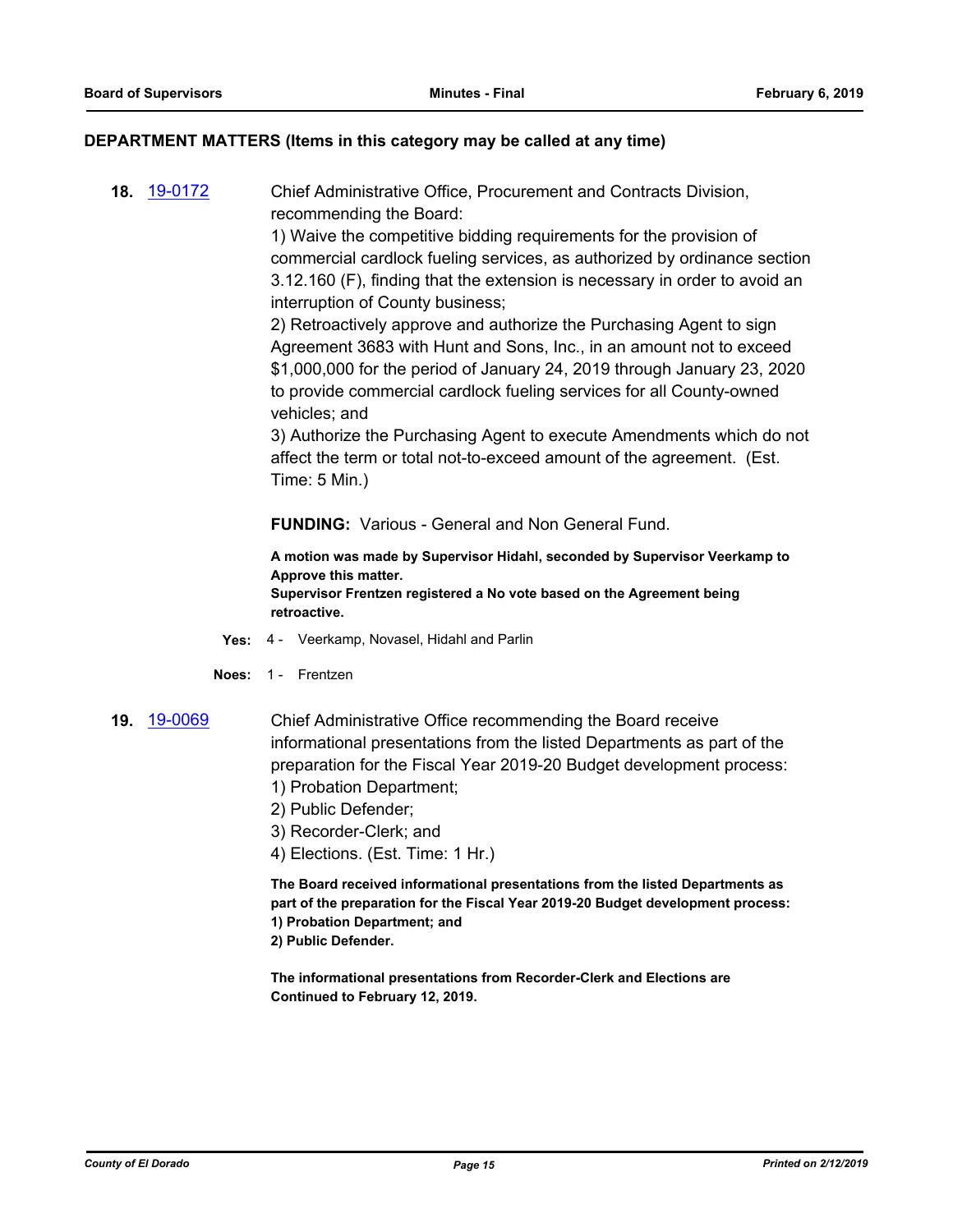## DEPARTMENT MATTERS (Items in this category may be called at any time)

**18.** 19-0172

Chief Administrative Office, Procurement and Contracts Division, recommending the Board:

1) Waive the competitive bidding requirements for the provision of commercial cardlock fueling services, as authorized by ordinance section 3.12.160 (F), finding that the extension is necessary in order to avoid an interruption of County business;

2) Retroactively approve and authorize the Purchasing Agent to sign Agreement 3683 with Hunt and Sons, Inc., in an amount not to exceed $1,000,000 for the period of January 24, 2019 through January 23, 2020 to provide commercial cardlock fueling services for all County-owned vehicles; and

3) Authorize the Purchasing Agent to execute Amendments which do not affect the term or total not-to-exceed amount of the agreement. (Est. Time: 5 Min.)

**FUNDING:** Various - General and Non General Fund.

**A motion was made by Supervisor Hidahl, seconded by Supervisor Veerkamp to Approve this matter.**
**Supervisor Frentzen registered a No vote based on the Agreement being retroactive.**

**Yes:** 4 - Veerkamp, Novasel, Hidahl and Parlin

**Noes:** 1 - Frentzen

**19.** 19-0069

Chief Administrative Office recommending the Board receive informational presentations from the listed Departments as part of the preparation for the Fiscal Year 2019-20 Budget development process:

1) Probation Department;
2) Public Defender;
3) Recorder-Clerk; and
4) Elections. (Est. Time: 1 Hr.)

**The Board received informational presentations from the listed Departments as part of the preparation for the Fiscal Year 2019-20 Budget development process:**
**1) Probation Department; and**
**2) Public Defender.**

**The informational presentations from Recorder-Clerk and Elections are Continued to February 12, 2019.**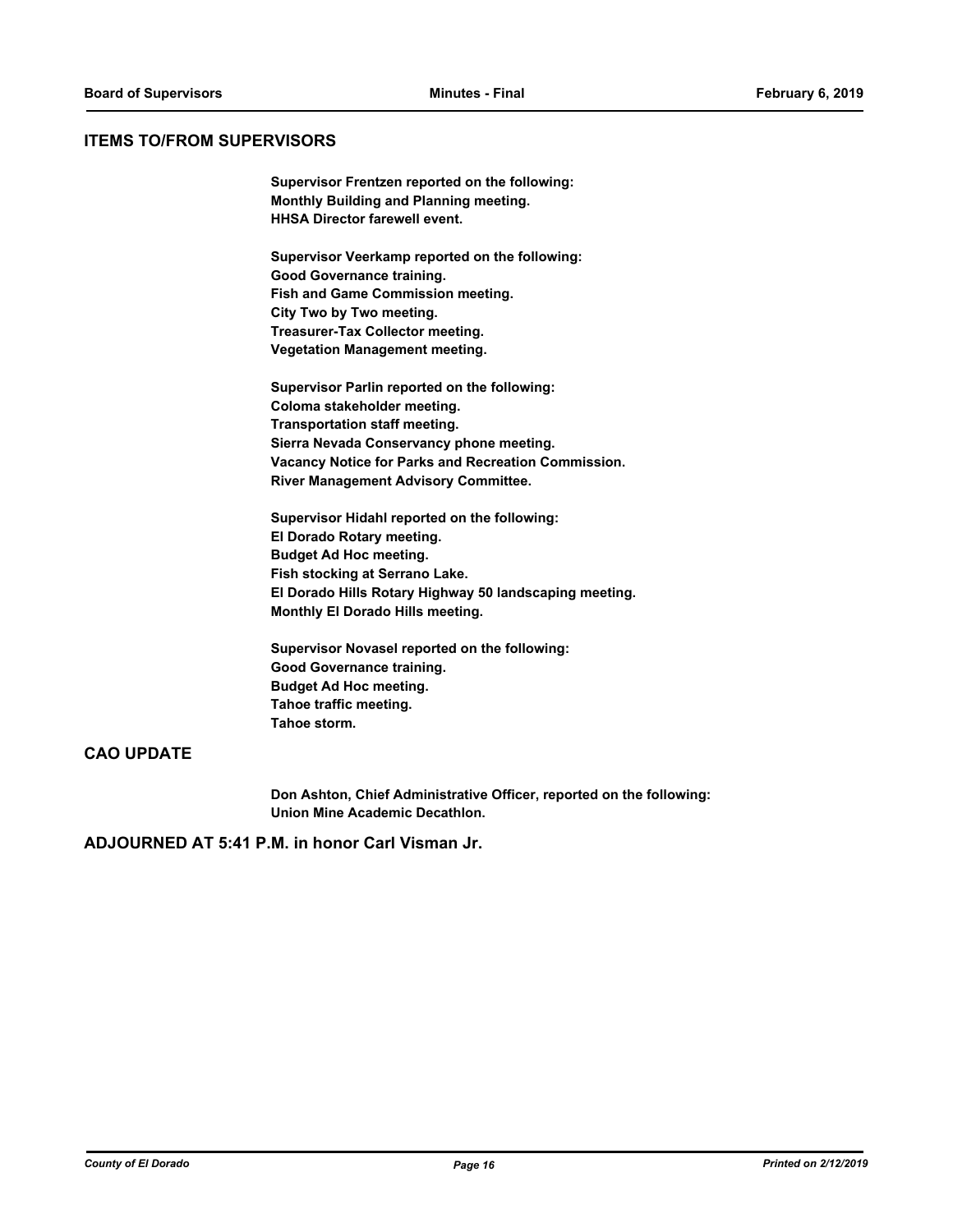## ITEMS TO/FROM SUPERVISORS

**Supervisor Frentzen reported on the following:**
**Monthly Building and Planning meeting.**
**HHSA Director farewell event.**

**Supervisor Veerkamp reported on the following:**
**Good Governance training.**
**Fish and Game Commission meeting.**
**City Two by Two meeting.**
**Treasurer-Tax Collector meeting.**
**Vegetation Management meeting.**

**Supervisor Parlin reported on the following:**
**Coloma stakeholder meeting.**
**Transportation staff meeting.**
**Sierra Nevada Conservancy phone meeting.**
**Vacancy Notice for Parks and Recreation Commission.**
**River Management Advisory Committee.**

**Supervisor Hidahl reported on the following:**
**El Dorado Rotary meeting.**
**Budget Ad Hoc meeting.**
**Fish stocking at Serrano Lake.**
**El Dorado Hills Rotary Highway 50 landscaping meeting.**
**Monthly El Dorado Hills meeting.**

**Supervisor Novasel reported on the following:**
**Good Governance training.**
**Budget Ad Hoc meeting.**
**Tahoe traffic meeting.**
**Tahoe storm.**

## CAO UPDATE

**Don Ashton, Chief Administrative Officer, reported on the following:**
**Union Mine Academic Decathlon.**

## ADJOURNED AT 5:41 P.M. in honor Carl Visman Jr.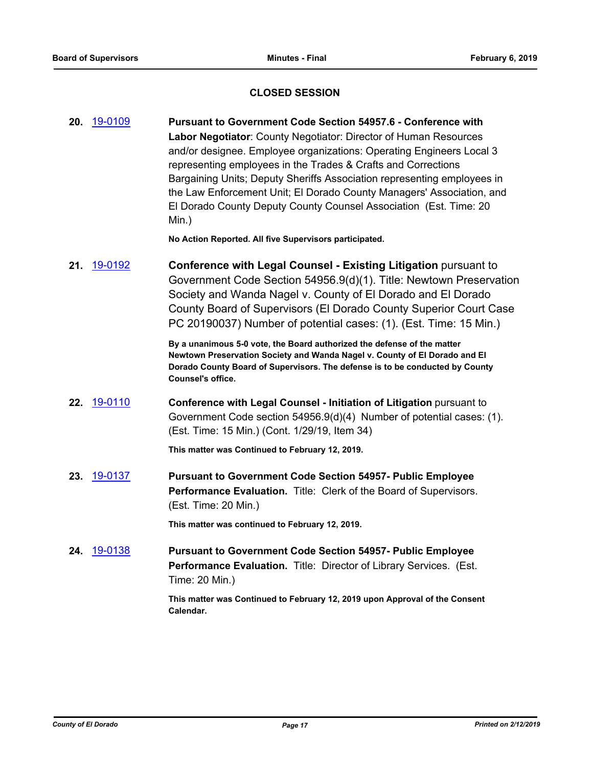## CLOSED SESSION

**20.** 19-0109 **Pursuant to Government Code Section 54957.6 - Conference with Labor Negotiator**: County Negotiator: Director of Human Resources and/or designee. Employee organizations: Operating Engineers Local 3 representing employees in the Trades & Crafts and Corrections Bargaining Units; Deputy Sheriffs Association representing employees in the Law Enforcement Unit; El Dorado County Managers' Association, and El Dorado County Deputy County Counsel Association (Est. Time: 20 Min.)

**No Action Reported. All five Supervisors participated.**

**21.** 19-0192 **Conference with Legal Counsel - Existing Litigation** pursuant to Government Code Section 54956.9(d)(1). Title: Newtown Preservation Society and Wanda Nagel v. County of El Dorado and El Dorado County Board of Supervisors (El Dorado County Superior Court Case PC 20190037) Number of potential cases: (1). (Est. Time: 15 Min.)

**By a unanimous 5-0 vote, the Board authorized the defense of the matter Newtown Preservation Society and Wanda Nagel v. County of El Dorado and El Dorado County Board of Supervisors. The defense is to be conducted by County Counsel's office.**

**22.** 19-0110 **Conference with Legal Counsel - Initiation of Litigation** pursuant to Government Code section 54956.9(d)(4) Number of potential cases: (1). (Est. Time: 15 Min.) (Cont. 1/29/19, Item 34)

**This matter was Continued to February 12, 2019.**

**23.** 19-0137 **Pursuant to Government Code Section 54957- Public Employee Performance Evaluation.** Title: Clerk of the Board of Supervisors. (Est. Time: 20 Min.)

**This matter was continued to February 12, 2019.**

**24.** 19-0138 **Pursuant to Government Code Section 54957- Public Employee Performance Evaluation.** Title: Director of Library Services. (Est. Time: 20 Min.)

**This matter was Continued to February 12, 2019 upon Approval of the Consent Calendar.**